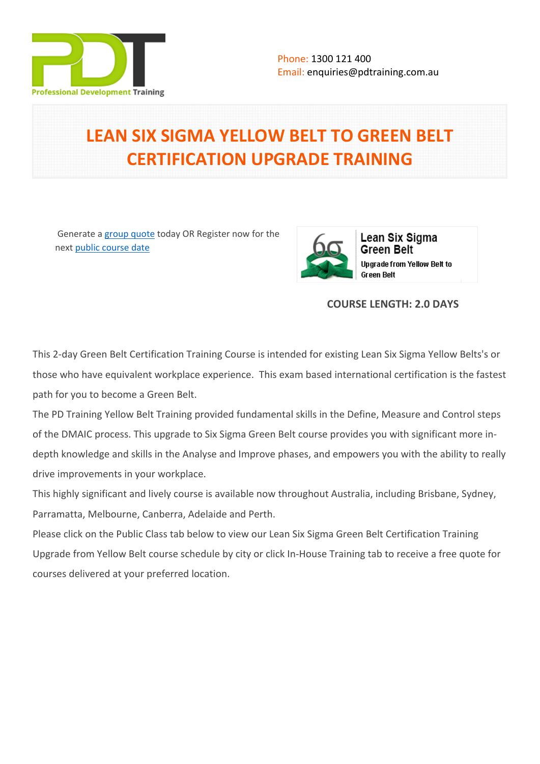Phone: 1300 121 400
Email: enquiries@pdtraining.com.au

# LEAN SIX SIGMA YELLOW BELT TO GREEN BELT CERTIFICATION UPGRADE TRAINING

Generate a group quote today OR Register now for the next public course date

**COURSE LENGTH: 2.0 DAYS**

This 2-day Green Belt Certification Training Course is intended for existing Lean Six Sigma Yellow Belts's or those who have equivalent workplace experience. This exam based international certification is the fastest path for you to become a Green Belt.

The PD Training Yellow Belt Training provided fundamental skills in the Define, Measure and Control steps of the DMAIC process. This upgrade to Six Sigma Green Belt course provides you with significant more in-depth knowledge and skills in the Analyse and Improve phases, and empowers you with the ability to really drive improvements in your workplace.

This highly significant and lively course is available now throughout Australia, including Brisbane, Sydney, Parramatta, Melbourne, Canberra, Adelaide and Perth.

Please click on the Public Class tab below to view our Lean Six Sigma Green Belt Certification Training Upgrade from Yellow Belt course schedule by city or click In-House Training tab to receive a free quote for courses delivered at your preferred location.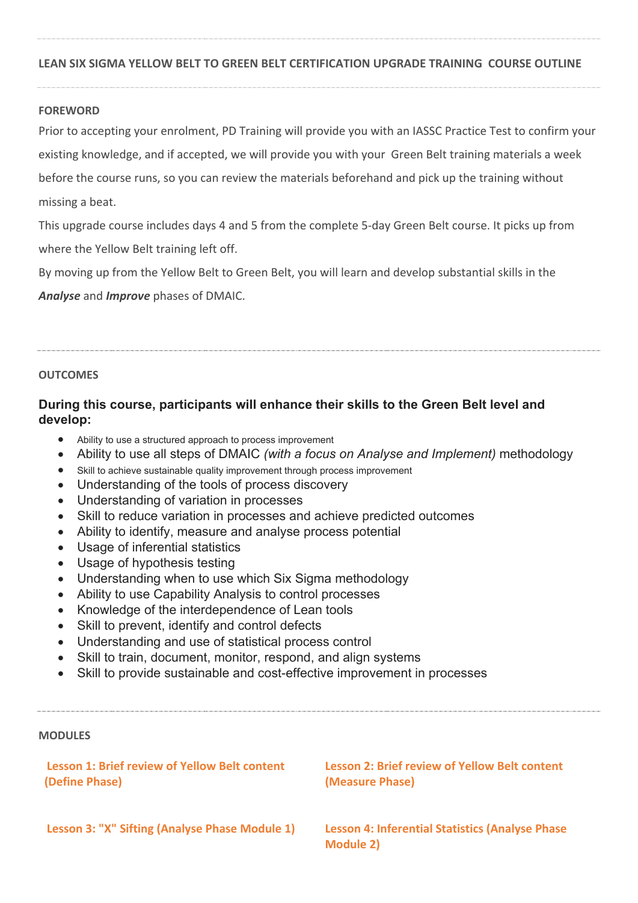**LEAN SIX SIGMA YELLOW BELT TO GREEN BELT CERTIFICATION UPGRADE TRAINING COURSE OUTLINE**

**FOREWORD**

Prior to accepting your enrolment, PD Training will provide you with an IASSC Practice Test to confirm your existing knowledge, and if accepted, we will provide you with your Green Belt training materials a week before the course runs, so you can review the materials beforehand and pick up the training without missing a beat.

This upgrade course includes days 4 and 5 from the complete 5-day Green Belt course. It picks up from where the Yellow Belt training left off.

By moving up from the Yellow Belt to Green Belt, you will learn and develop substantial skills in the ***Analyse*** and ***Improve*** phases of DMAIC.

**OUTCOMES**

**During this course, participants will enhance their skills to the Green Belt level and develop:**

- Ability to use a structured approach to process improvement
- Ability to use all steps of DMAIC *(with a focus on Analyse and Implement)* methodology
- Skill to achieve sustainable quality improvement through process improvement
- Understanding of the tools of process discovery
- Understanding of variation in processes
- Skill to reduce variation in processes and achieve predicted outcomes
- Ability to identify, measure and analyse process potential
- Usage of inferential statistics
- Usage of hypothesis testing
- Understanding when to use which Six Sigma methodology
- Ability to use Capability Analysis to control processes
- Knowledge of the interdependence of Lean tools
- Skill to prevent, identify and control defects
- Understanding and use of statistical process control
- Skill to train, document, monitor, respond, and align systems
- Skill to provide sustainable and cost-effective improvement in processes

**MODULES**

**Lesson 1: Brief review of Yellow Belt content (Define Phase)**

**Lesson 2: Brief review of Yellow Belt content (Measure Phase)**

**Lesson 3: "X" Sifting (Analyse Phase Module 1)**

**Lesson 4: Inferential Statistics (Analyse Phase Module 2)**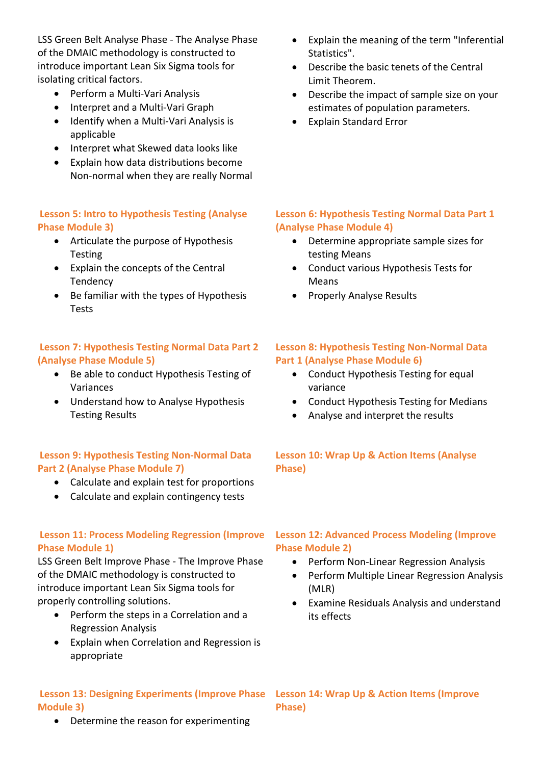LSS Green Belt Analyse Phase - The Analyse Phase of the DMAIC methodology is constructed to introduce important Lean Six Sigma tools for isolating critical factors.

- Perform a Multi-Vari Analysis
- Interpret and a Multi-Vari Graph
- Identify when a Multi-Vari Analysis is applicable
- Interpret what Skewed data looks like
- Explain how data distributions become Non-normal when they are really Normal
- Explain the meaning of the term "Inferential Statistics".
- Describe the basic tenets of the Central Limit Theorem.
- Describe the impact of sample size on your estimates of population parameters.
- Explain Standard Error

### Lesson 5: Intro to Hypothesis Testing (Analyse Phase Module 3)

- Articulate the purpose of Hypothesis Testing
- Explain the concepts of the Central Tendency
- Be familiar with the types of Hypothesis Tests

### Lesson 6: Hypothesis Testing Normal Data Part 1 (Analyse Phase Module 4)

- Determine appropriate sample sizes for testing Means
- Conduct various Hypothesis Tests for Means
- Properly Analyse Results

### Lesson 7: Hypothesis Testing Normal Data Part 2 (Analyse Phase Module 5)

- Be able to conduct Hypothesis Testing of Variances
- Understand how to Analyse Hypothesis Testing Results

### Lesson 8: Hypothesis Testing Non-Normal Data Part 1 (Analyse Phase Module 6)

- Conduct Hypothesis Testing for equal variance
- Conduct Hypothesis Testing for Medians
- Analyse and interpret the results

### Lesson 9: Hypothesis Testing Non-Normal Data Part 2 (Analyse Phase Module 7)

- Calculate and explain test for proportions
- Calculate and explain contingency tests

### Lesson 10: Wrap Up & Action Items (Analyse Phase)

### Lesson 11: Process Modeling Regression (Improve Phase Module 1)

LSS Green Belt Improve Phase - The Improve Phase of the DMAIC methodology is constructed to introduce important Lean Six Sigma tools for properly controlling solutions.

- Perform the steps in a Correlation and a Regression Analysis
- Explain when Correlation and Regression is appropriate

### Lesson 12: Advanced Process Modeling (Improve Phase Module 2)

- Perform Non-Linear Regression Analysis
- Perform Multiple Linear Regression Analysis (MLR)
- Examine Residuals Analysis and understand its effects

### Lesson 13: Designing Experiments (Improve Phase Module 3)

- Determine the reason for experimenting

### Lesson 14: Wrap Up & Action Items (Improve Phase)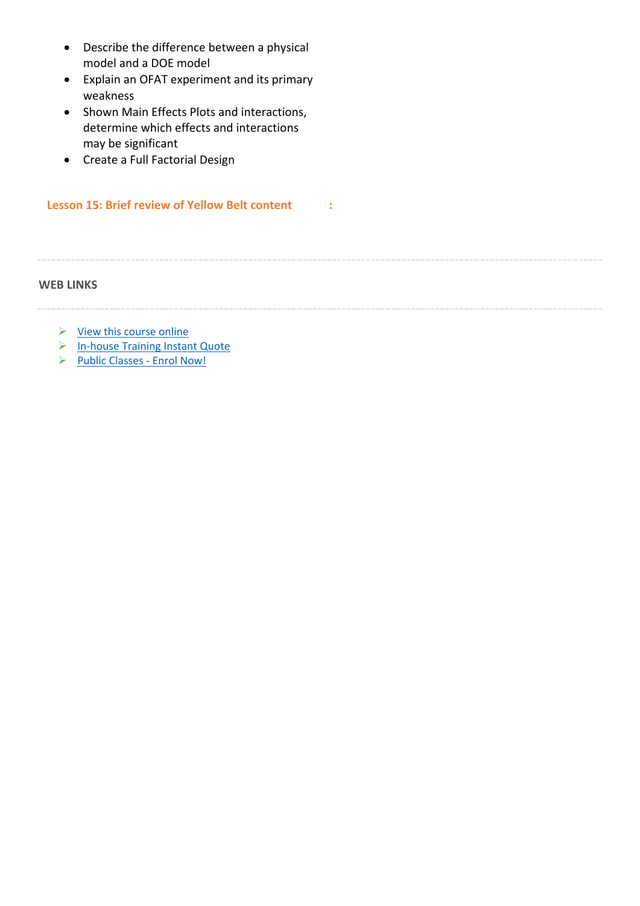- Describe the difference between a physical model and a DOE model
- Explain an OFAT experiment and its primary weakness
- Shown Main Effects Plots and interactions, determine which effects and interactions may be significant
- Create a Full Factorial Design

**Lesson 15: Brief review of Yellow Belt content :**

## WEB LINKS

- View this course online
- In-house Training Instant Quote
- Public Classes - Enrol Now!